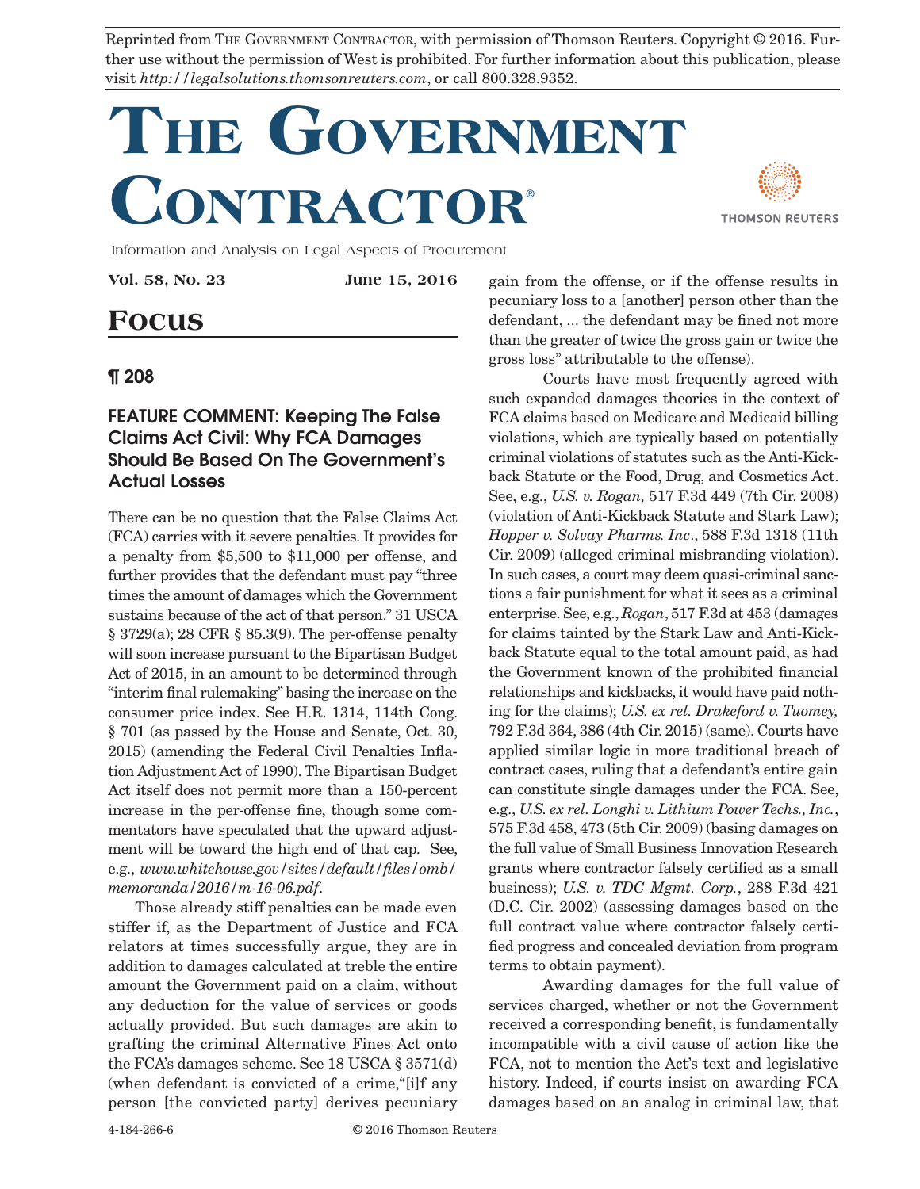Reprinted from The Government Contractor, with permission of Thomson Reuters. Copyright © 2016. Further use without the permission of West is prohibited. For further information about this publication, please visit *http://legalsolutions.thomsonreuters.com*, or call 800.328.9352.

# The Government Contractor®

Information and Analysis on Legal Aspects of Procurement

**Vol. 58, No. 23** **June 15, 2016**

## Focus

### ¶ 208

### FEATURE COMMENT: Keeping The False Claims Act Civil: Why FCA Damages Should Be Based On The Government's Actual Losses

There can be no question that the False Claims Act (FCA) carries with it severe penalties. It provides for a penalty from $5,500 to $11,000 per offense, and further provides that the defendant must pay "three times the amount of damages which the Government sustains because of the act of that person." 31 USCA § 3729(a); 28 CFR § 85.3(9). The per-offense penalty will soon increase pursuant to the Bipartisan Budget Act of 2015, in an amount to be determined through "interim final rulemaking" basing the increase on the consumer price index. See H.R. 1314, 114th Cong. § 701 (as passed by the House and Senate, Oct. 30, 2015) (amending the Federal Civil Penalties Inflation Adjustment Act of 1990). The Bipartisan Budget Act itself does not permit more than a 150-percent increase in the per-offense fine, though some commentators have speculated that the upward adjustment will be toward the high end of that cap. See, e.g., *www.whitehouse.gov/sites/default/files/omb/memoranda/2016/m-16-06.pdf*.

Those already stiff penalties can be made even stiffer if, as the Department of Justice and FCA relators at times successfully argue, they are in addition to damages calculated at treble the entire amount the Government paid on a claim, without any deduction for the value of services or goods actually provided. But such damages are akin to grafting the criminal Alternative Fines Act onto the FCA's damages scheme. See 18 USCA § 3571(d) (when defendant is convicted of a crime,"[i]f any person [the convicted party] derives pecuniary gain from the offense, or if the offense results in pecuniary loss to a [another] person other than the defendant, ... the defendant may be fined not more than the greater of twice the gross gain or twice the gross loss" attributable to the offense).

Courts have most frequently agreed with such expanded damages theories in the context of FCA claims based on Medicare and Medicaid billing violations, which are typically based on potentially criminal violations of statutes such as the Anti-Kickback Statute or the Food, Drug, and Cosmetics Act. See, e.g., *U.S. v. Rogan,* 517 F.3d 449 (7th Cir. 2008) (violation of Anti-Kickback Statute and Stark Law); *Hopper v. Solvay Pharms. Inc*., 588 F.3d 1318 (11th Cir. 2009) (alleged criminal misbranding violation). In such cases, a court may deem quasi-criminal sanctions a fair punishment for what it sees as a criminal enterprise. See, e.g., *Rogan*, 517 F.3d at 453 (damages for claims tainted by the Stark Law and Anti-Kickback Statute equal to the total amount paid, as had the Government known of the prohibited financial relationships and kickbacks, it would have paid nothing for the claims); *U.S. ex rel. Drakeford v. Tuomey,* 792 F.3d 364, 386 (4th Cir. 2015) (same). Courts have applied similar logic in more traditional breach of contract cases, ruling that a defendant's entire gain can constitute single damages under the FCA. See, e.g., *U.S. ex rel. Longhi v. Lithium Power Techs., Inc.*, 575 F.3d 458, 473 (5th Cir. 2009) (basing damages on the full value of Small Business Innovation Research grants where contractor falsely certified as a small business); *U.S. v. TDC Mgmt. Corp.*, 288 F.3d 421 (D.C. Cir. 2002) (assessing damages based on the full contract value where contractor falsely certified progress and concealed deviation from program terms to obtain payment).

Awarding damages for the full value of services charged, whether or not the Government received a corresponding benefit, is fundamentally incompatible with a civil cause of action like the FCA, not to mention the Act's text and legislative history. Indeed, if courts insist on awarding FCA damages based on an analog in criminal law, that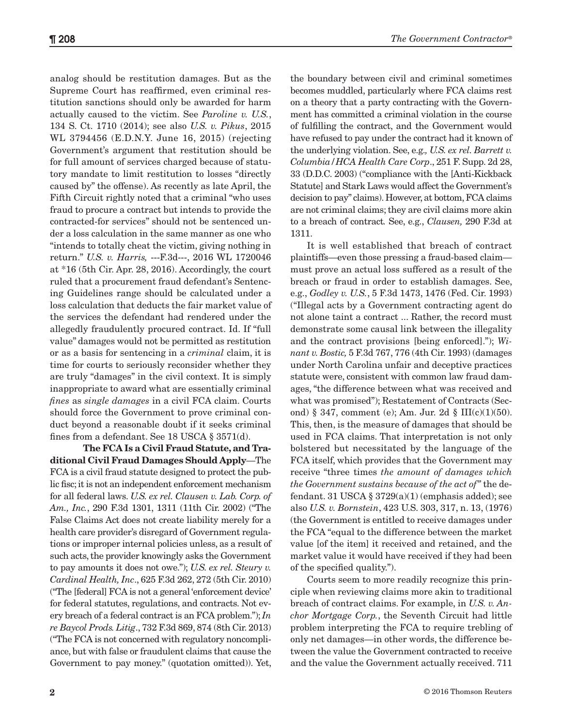analog should be restitution damages. But as the Supreme Court has reaffirmed, even criminal restitution sanctions should only be awarded for harm actually caused to the victim. See *Paroline v. U.S.*, 134 S. Ct. 1710 (2014); see also *U.S. v. Pikus*, 2015 WL 3794456 (E.D.N.Y. June 16, 2015) (rejecting Government's argument that restitution should be for full amount of services charged because of statutory mandate to limit restitution to losses "directly caused by" the offense). As recently as late April, the Fifth Circuit rightly noted that a criminal "who uses fraud to procure a contract but intends to provide the contracted-for services" should not be sentenced under a loss calculation in the same manner as one who "intends to totally cheat the victim, giving nothing in return." *U.S. v. Harris,* ---F.3d---, 2016 WL 1720046 at *16 (5th Cir. Apr. 28, 2016). Accordingly, the court ruled that a procurement fraud defendant's Sentencing Guidelines range should be calculated under a loss calculation that deducts the fair market value of the services the defendant had rendered under the allegedly fraudulently procured contract. Id. If "full value" damages would not be permitted as restitution or as a basis for sentencing in a *criminal* claim, it is time for courts to seriously reconsider whether they are truly "damages" in the civil context. It is simply inappropriate to award what are essentially criminal *fines* as *single damages* in a civil FCA claim. Courts should force the Government to prove criminal conduct beyond a reasonable doubt if it seeks criminal fines from a defendant. See 18 USCA § 3571(d).

**The FCA Is a Civil Fraud Statute, and Traditional Civil Fraud Damages Should Apply**—The FCA is a civil fraud statute designed to protect the public fisc; it is not an independent enforcement mechanism for all federal laws. *U.S. ex rel. Clausen v. Lab. Corp. of Am., Inc.*, 290 F.3d 1301, 1311 (11th Cir. 2002) ("The False Claims Act does not create liability merely for a health care provider's disregard of Government regulations or improper internal policies unless, as a result of such acts, the provider knowingly asks the Government to pay amounts it does not owe."); *U.S. ex rel. Steury v. Cardinal Health, Inc*., 625 F.3d 262, 272 (5th Cir. 2010) ("The [federal] FCA is not a general 'enforcement device' for federal statutes, regulations, and contracts. Not every breach of a federal contract is an FCA problem."); *In re Baycol Prods. Litig*., 732 F.3d 869, 874 (8th Cir. 2013) ("The FCA is not concerned with regulatory noncompliance, but with false or fraudulent claims that cause the Government to pay money." (quotation omitted)). Yet, the boundary between civil and criminal sometimes becomes muddled, particularly where FCA claims rest on a theory that a party contracting with the Government has committed a criminal violation in the course of fulfilling the contract, and the Government would have refused to pay under the contract had it known of the underlying violation. See, e.g.*, U.S. ex rel. Barrett v. Columbia/HCA Health Care Corp*., 251 F. Supp. 2d 28, 33 (D.D.C. 2003) ("compliance with the [Anti-Kickback Statute] and Stark Laws would affect the Government's decision to pay" claims). However, at bottom, FCA claims are not criminal claims; they are civil claims more akin to a breach of contract. See, e.g., *Clausen,* 290 F.3d at 1311.

It is well established that breach of contract plaintiffs—even those pressing a fraud-based claim—must prove an actual loss suffered as a result of the breach or fraud in order to establish damages. See, e.g., *Godley v. U.S.*, 5 F.3d 1473, 1476 (Fed. Cir. 1993) ("Illegal acts by a Government contracting agent do not alone taint a contract ... Rather, the record must demonstrate some causal link between the illegality and the contract provisions [being enforced]."); *Winant v. Bostic,* 5 F.3d 767, 776 (4th Cir. 1993) (damages under North Carolina unfair and deceptive practices statute were, consistent with common law fraud damages, "the difference between what was received and what was promised"); Restatement of Contracts (Second) § 347, comment (e); Am. Jur. 2d § III(c)(1)(50). This, then, is the measure of damages that should be used in FCA claims. That interpretation is not only bolstered but necessitated by the language of the FCA itself, which provides that the Government may receive "three times *the amount of damages which the Government sustains because of the act of"* the defendant. 31 USCA § 3729(a)(1) (emphasis added); see also *U.S. v. Bornstein*, 423 U.S. 303, 317, n. 13, (1976) (the Government is entitled to receive damages under the FCA "equal to the difference between the market value [of the item] it received and retained, and the market value it would have received if they had been of the specified quality.").

Courts seem to more readily recognize this principle when reviewing claims more akin to traditional breach of contract claims. For example, in *U.S. v. Anchor Mortgage Corp.*, the Seventh Circuit had little problem interpreting the FCA to require trebling of only net damages—in other words, the difference between the value the Government contracted to receive and the value the Government actually received. 711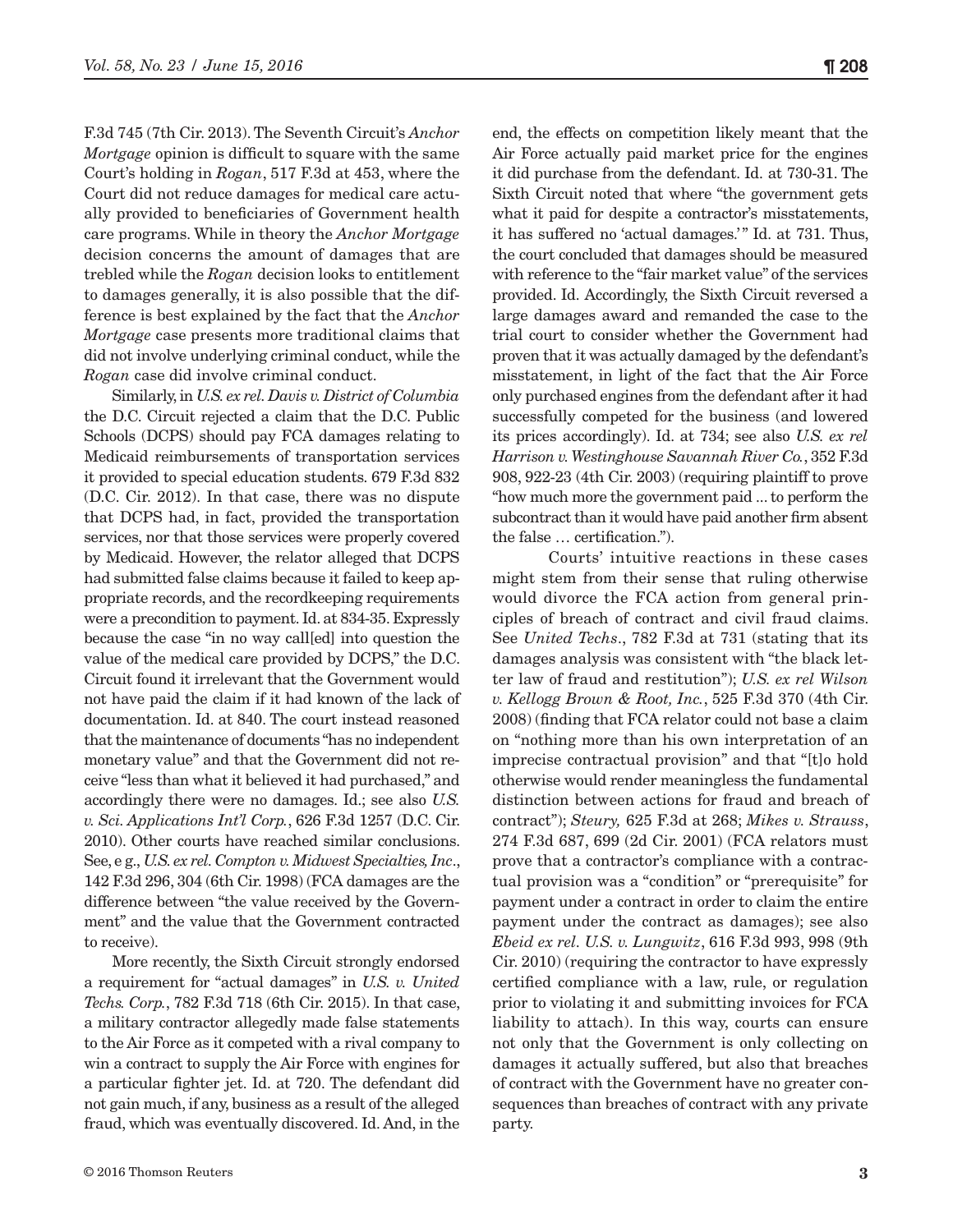F.3d 745 (7th Cir. 2013). The Seventh Circuit's *Anchor Mortgage* opinion is difficult to square with the same Court's holding in *Rogan*, 517 F.3d at 453, where the Court did not reduce damages for medical care actually provided to beneficiaries of Government health care programs. While in theory the *Anchor Mortgage* decision concerns the amount of damages that are trebled while the *Rogan* decision looks to entitlement to damages generally, it is also possible that the difference is best explained by the fact that the *Anchor Mortgage* case presents more traditional claims that did not involve underlying criminal conduct, while the *Rogan* case did involve criminal conduct.

Similarly, in *U.S. ex rel. Davis v. District of Columbia* the D.C. Circuit rejected a claim that the D.C. Public Schools (DCPS) should pay FCA damages relating to Medicaid reimbursements of transportation services it provided to special education students. 679 F.3d 832 (D.C. Cir. 2012). In that case, there was no dispute that DCPS had, in fact, provided the transportation services, nor that those services were properly covered by Medicaid. However, the relator alleged that DCPS had submitted false claims because it failed to keep appropriate records, and the recordkeeping requirements were a precondition to payment. Id. at 834-35. Expressly because the case "in no way call[ed] into question the value of the medical care provided by DCPS," the D.C. Circuit found it irrelevant that the Government would not have paid the claim if it had known of the lack of documentation. Id. at 840. The court instead reasoned that the maintenance of documents "has no independent monetary value" and that the Government did not receive "less than what it believed it had purchased," and accordingly there were no damages. Id.; see also *U.S. v. Sci. Applications Int'l Corp.*, 626 F.3d 1257 (D.C. Cir. 2010). Other courts have reached similar conclusions. See, e g., *U.S. ex rel. Compton v. Midwest Specialties, Inc*., 142 F.3d 296, 304 (6th Cir. 1998) (FCA damages are the difference between "the value received by the Government" and the value that the Government contracted to receive).

More recently, the Sixth Circuit strongly endorsed a requirement for "actual damages" in *U.S. v. United Techs. Corp.*, 782 F.3d 718 (6th Cir. 2015). In that case, a military contractor allegedly made false statements to the Air Force as it competed with a rival company to win a contract to supply the Air Force with engines for a particular fighter jet. Id. at 720. The defendant did not gain much, if any, business as a result of the alleged fraud, which was eventually discovered. Id. And, in the end, the effects on competition likely meant that the Air Force actually paid market price for the engines it did purchase from the defendant. Id. at 730-31. The Sixth Circuit noted that where "the government gets what it paid for despite a contractor's misstatements, it has suffered no 'actual damages.'" Id. at 731. Thus, the court concluded that damages should be measured with reference to the "fair market value" of the services provided. Id. Accordingly, the Sixth Circuit reversed a large damages award and remanded the case to the trial court to consider whether the Government had proven that it was actually damaged by the defendant's misstatement, in light of the fact that the Air Force only purchased engines from the defendant after it had successfully competed for the business (and lowered its prices accordingly). Id. at 734; see also *U.S. ex rel Harrison v. Westinghouse Savannah River Co.*, 352 F.3d 908, 922-23 (4th Cir. 2003) (requiring plaintiff to prove "how much more the government paid ... to perform the subcontract than it would have paid another firm absent the false … certification.").

Courts' intuitive reactions in these cases might stem from their sense that ruling otherwise would divorce the FCA action from general principles of breach of contract and civil fraud claims. See *United Techs*., 782 F.3d at 731 (stating that its damages analysis was consistent with "the black letter law of fraud and restitution"); *U.S. ex rel Wilson v. Kellogg Brown & Root, Inc.*, 525 F.3d 370 (4th Cir. 2008) (finding that FCA relator could not base a claim on "nothing more than his own interpretation of an imprecise contractual provision" and that "[t]o hold otherwise would render meaningless the fundamental distinction between actions for fraud and breach of contract"); *Steury,* 625 F.3d at 268; *Mikes v. Strauss*, 274 F.3d 687, 699 (2d Cir. 2001) (FCA relators must prove that a contractor's compliance with a contractual provision was a "condition" or "prerequisite" for payment under a contract in order to claim the entire payment under the contract as damages); see also *Ebeid ex rel. U.S. v. Lungwitz*, 616 F.3d 993, 998 (9th Cir. 2010) (requiring the contractor to have expressly certified compliance with a law, rule, or regulation prior to violating it and submitting invoices for FCA liability to attach). In this way, courts can ensure not only that the Government is only collecting on damages it actually suffered, but also that breaches of contract with the Government have no greater consequences than breaches of contract with any private party.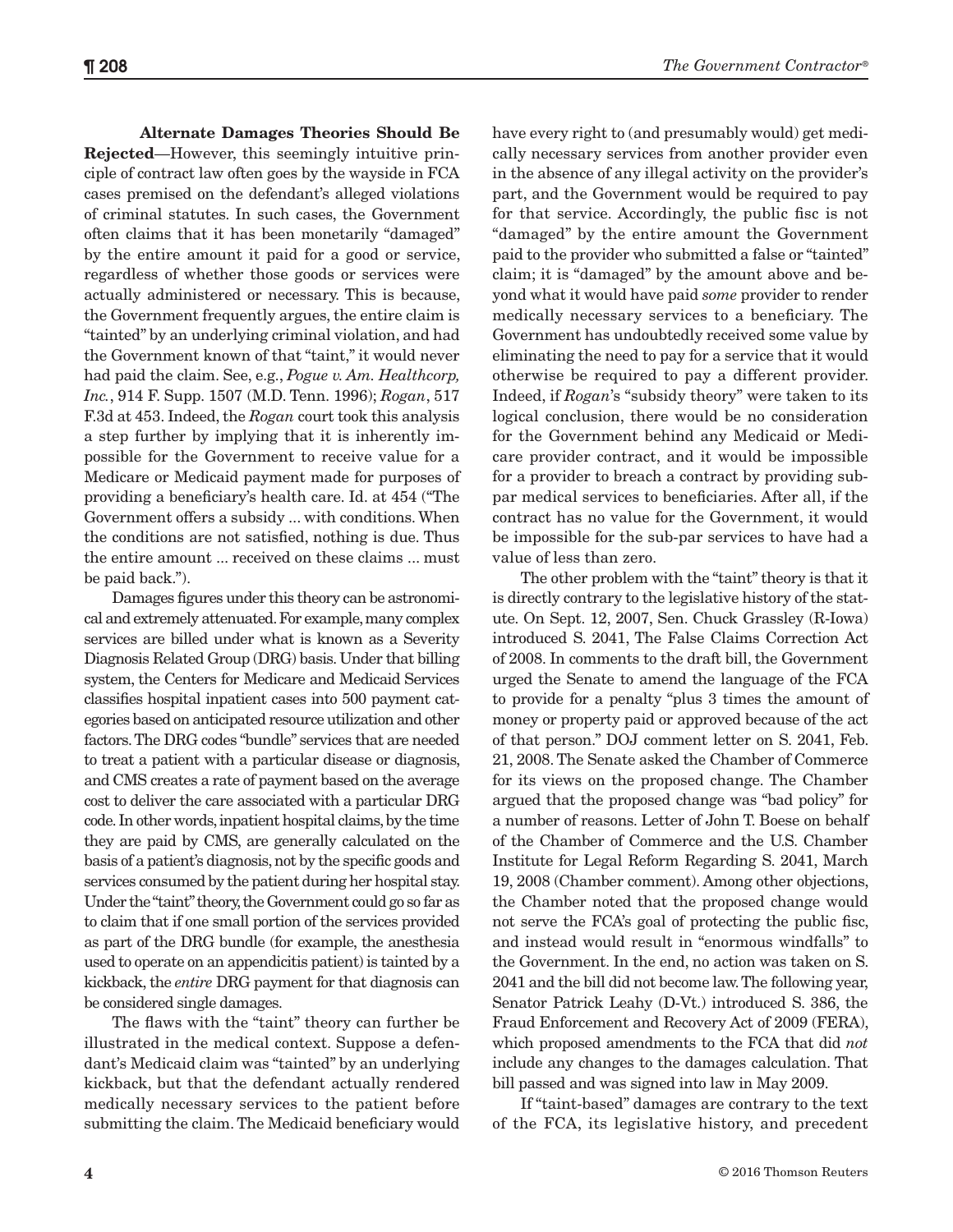**Alternate Damages Theories Should Be Rejected**—However, this seemingly intuitive principle of contract law often goes by the wayside in FCA cases premised on the defendant's alleged violations of criminal statutes. In such cases, the Government often claims that it has been monetarily "damaged" by the entire amount it paid for a good or service, regardless of whether those goods or services were actually administered or necessary. This is because, the Government frequently argues, the entire claim is "tainted" by an underlying criminal violation, and had the Government known of that "taint," it would never had paid the claim. See, e.g., *Pogue v. Am. Healthcorp, Inc.*, 914 F. Supp. 1507 (M.D. Tenn. 1996); *Rogan*, 517 F.3d at 453. Indeed, the *Rogan* court took this analysis a step further by implying that it is inherently impossible for the Government to receive value for a Medicare or Medicaid payment made for purposes of providing a beneficiary's health care. Id. at 454 ("The Government offers a subsidy ... with conditions. When the conditions are not satisfied, nothing is due. Thus the entire amount ... received on these claims ... must be paid back.").

Damages figures under this theory can be astronomical and extremely attenuated. For example, many complex services are billed under what is known as a Severity Diagnosis Related Group (DRG) basis. Under that billing system, the Centers for Medicare and Medicaid Services classifies hospital inpatient cases into 500 payment categories based on anticipated resource utilization and other factors. The DRG codes "bundle" services that are needed to treat a patient with a particular disease or diagnosis, and CMS creates a rate of payment based on the average cost to deliver the care associated with a particular DRG code. In other words, inpatient hospital claims, by the time they are paid by CMS, are generally calculated on the basis of a patient's diagnosis, not by the specific goods and services consumed by the patient during her hospital stay. Under the "taint" theory, the Government could go so far as to claim that if one small portion of the services provided as part of the DRG bundle (for example, the anesthesia used to operate on an appendicitis patient) is tainted by a kickback, the *entire* DRG payment for that diagnosis can be considered single damages.

The flaws with the "taint" theory can further be illustrated in the medical context. Suppose a defendant's Medicaid claim was "tainted" by an underlying kickback, but that the defendant actually rendered medically necessary services to the patient before submitting the claim. The Medicaid beneficiary would have every right to (and presumably would) get medically necessary services from another provider even in the absence of any illegal activity on the provider's part, and the Government would be required to pay for that service. Accordingly, the public fisc is not "damaged" by the entire amount the Government paid to the provider who submitted a false or "tainted" claim; it is "damaged" by the amount above and beyond what it would have paid *some* provider to render medically necessary services to a beneficiary. The Government has undoubtedly received some value by eliminating the need to pay for a service that it would otherwise be required to pay a different provider. Indeed, if *Rogan*'s "subsidy theory" were taken to its logical conclusion, there would be no consideration for the Government behind any Medicaid or Medicare provider contract, and it would be impossible for a provider to breach a contract by providing sub-par medical services to beneficiaries. After all, if the contract has no value for the Government, it would be impossible for the sub-par services to have had a value of less than zero.

The other problem with the "taint" theory is that it is directly contrary to the legislative history of the statute. On Sept. 12, 2007, Sen. Chuck Grassley (R-Iowa) introduced S. 2041, The False Claims Correction Act of 2008. In comments to the draft bill, the Government urged the Senate to amend the language of the FCA to provide for a penalty "plus 3 times the amount of money or property paid or approved because of the act of that person." DOJ comment letter on S. 2041, Feb. 21, 2008. The Senate asked the Chamber of Commerce for its views on the proposed change. The Chamber argued that the proposed change was "bad policy" for a number of reasons. Letter of John T. Boese on behalf of the Chamber of Commerce and the U.S. Chamber Institute for Legal Reform Regarding S. 2041, March 19, 2008 (Chamber comment). Among other objections, the Chamber noted that the proposed change would not serve the FCA's goal of protecting the public fisc, and instead would result in "enormous windfalls" to the Government. In the end, no action was taken on S. 2041 and the bill did not become law. The following year, Senator Patrick Leahy (D-Vt.) introduced S. 386, the Fraud Enforcement and Recovery Act of 2009 (FERA), which proposed amendments to the FCA that did *not* include any changes to the damages calculation. That bill passed and was signed into law in May 2009.

If "taint-based" damages are contrary to the text of the FCA, its legislative history, and precedent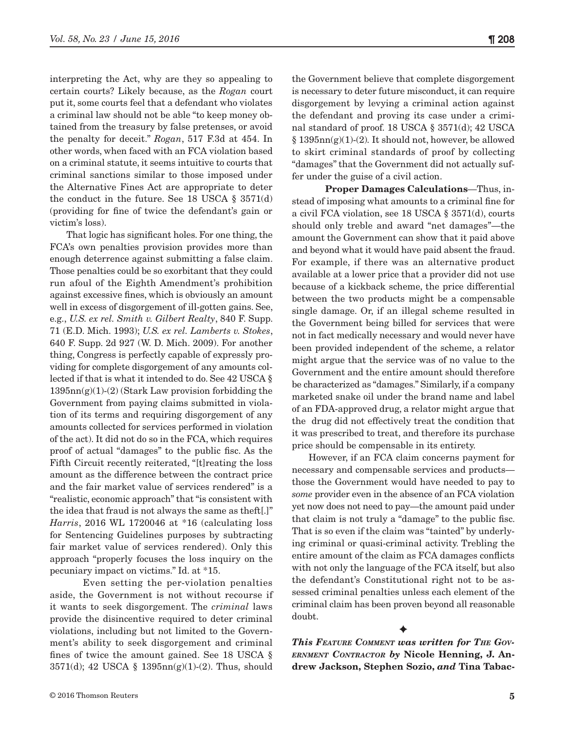interpreting the Act, why are they so appealing to certain courts? Likely because, as the *Rogan* court put it, some courts feel that a defendant who violates a criminal law should not be able "to keep money obtained from the treasury by false pretenses, or avoid the penalty for deceit." *Rogan*, 517 F.3d at 454. In other words, when faced with an FCA violation based on a criminal statute, it seems intuitive to courts that criminal sanctions similar to those imposed under the Alternative Fines Act are appropriate to deter the conduct in the future. See 18 USCA § 3571(d) (providing for fine of twice the defendant's gain or victim's loss).

That logic has significant holes. For one thing, the FCA's own penalties provision provides more than enough deterrence against submitting a false claim. Those penalties could be so exorbitant that they could run afoul of the Eighth Amendment's prohibition against excessive fines, which is obviously an amount well in excess of disgorgement of ill-gotten gains. See, e.g., *U.S. ex rel. Smith v. Gilbert Realty*, 840 F. Supp. 71 (E.D. Mich. 1993); *U.S. ex rel. Lamberts v. Stokes*, 640 F. Supp. 2d 927 (W. D. Mich. 2009). For another thing, Congress is perfectly capable of expressly providing for complete disgorgement of any amounts collected if that is what it intended to do. See 42 USCA § 1395nn(g)(1)-(2) (Stark Law provision forbidding the Government from paying claims submitted in violation of its terms and requiring disgorgement of any amounts collected for services performed in violation of the act). It did not do so in the FCA, which requires proof of actual "damages" to the public fisc. As the Fifth Circuit recently reiterated, "[t]reating the loss amount as the difference between the contract price and the fair market value of services rendered" is a "realistic, economic approach" that "is consistent with the idea that fraud is not always the same as theft[.]" *Harris*, 2016 WL 1720046 at *16 (calculating loss for Sentencing Guidelines purposes by subtracting fair market value of services rendered). Only this approach "properly focuses the loss inquiry on the pecuniary impact on victims." Id. at *15.

Even setting the per-violation penalties aside, the Government is not without recourse if it wants to seek disgorgement. The *criminal* laws provide the disincentive required to deter criminal violations, including but not limited to the Government's ability to seek disgorgement and criminal fines of twice the amount gained. See 18 USCA § 3571(d); 42 USCA § 1395nn(g)(1)-(2). Thus, should the Government believe that complete disgorgement is necessary to deter future misconduct, it can require disgorgement by levying a criminal action against the defendant and proving its case under a criminal standard of proof. 18 USCA § 3571(d); 42 USCA § 1395nn(g)(1)-(2). It should not, however, be allowed to skirt criminal standards of proof by collecting "damages" that the Government did not actually suffer under the guise of a civil action.

**Proper Damages Calculations**—Thus, instead of imposing what amounts to a criminal fine for a civil FCA violation, see 18 USCA § 3571(d), courts should only treble and award "net damages"—the amount the Government can show that it paid above and beyond what it would have paid absent the fraud. For example, if there was an alternative product available at a lower price that a provider did not use because of a kickback scheme, the price differential between the two products might be a compensable single damage. Or, if an illegal scheme resulted in the Government being billed for services that were not in fact medically necessary and would never have been provided independent of the scheme, a relator might argue that the service was of no value to the Government and the entire amount should therefore be characterized as "damages." Similarly, if a company marketed snake oil under the brand name and label of an FDA-approved drug, a relator might argue that the drug did not effectively treat the condition that it was prescribed to treat, and therefore its purchase price should be compensable in its entirety.

However, if an FCA claim concerns payment for necessary and compensable services and products—those the Government would have needed to pay to *some* provider even in the absence of an FCA violation yet now does not need to pay—the amount paid under that claim is not truly a "damage" to the public fisc. That is so even if the claim was "tainted" by underlying criminal or quasi-criminal activity. Trebling the entire amount of the claim as FCA damages conflicts with not only the language of the FCA itself, but also the defendant's Constitutional right not to be assessed criminal penalties unless each element of the criminal claim has been proven beyond all reasonable doubt.

✦

***This Feature Comment was written for The Government Contractor by* Nicole Henning, J. Andrew Jackson, Stephen Sozio, *and* Tina Tabac-**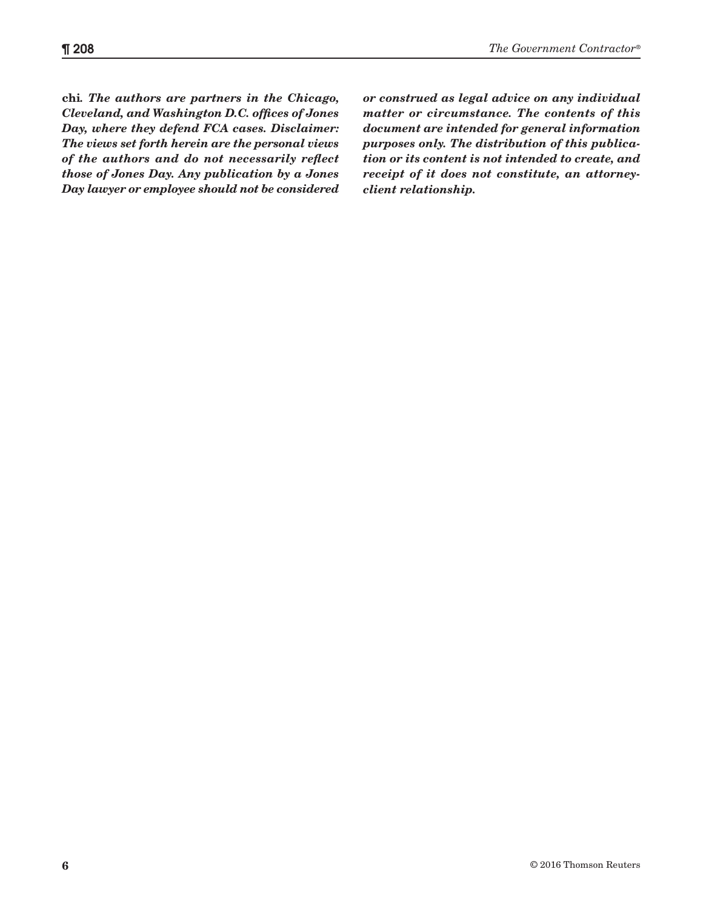**chi.** ***The authors are partners in the Chicago, Cleveland, and Washington D.C. offices of Jones Day, where they defend FCA cases. Disclaimer: The views set forth herein are the personal views of the authors and do not necessarily reflect those of Jones Day. Any publication by a Jones Day lawyer or employee should not be considered or construed as legal advice on any individual matter or circumstance. The contents of this document are intended for general information purposes only. The distribution of this publication or its content is not intended to create, and receipt of it does not constitute, an attorney-client relationship.***